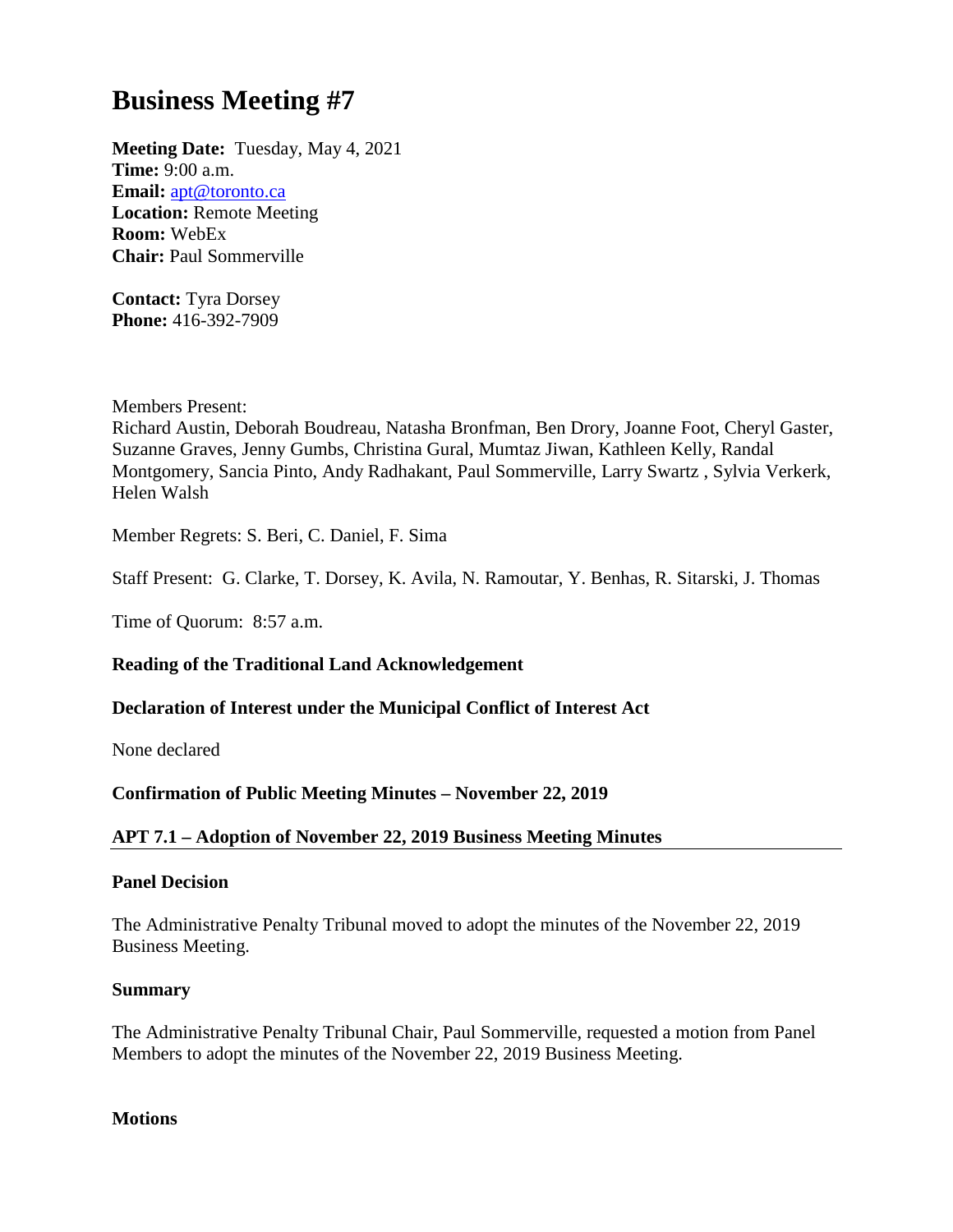# Business Meeting #7

**Meeting Date:** Tuesday, May 4, 2021
**Time:** 9:00 a.m.
**Email:** apt@toronto.ca
**Location:** Remote Meeting
**Room:** WebEx
**Chair:** Paul Sommerville

**Contact:** Tyra Dorsey
**Phone:** 416-392-7909

Members Present:
Richard Austin, Deborah Boudreau, Natasha Bronfman, Ben Drory, Joanne Foot, Cheryl Gaster, Suzanne Graves, Jenny Gumbs, Christina Gural, Mumtaz Jiwan, Kathleen Kelly, Randal Montgomery, Sancia Pinto, Andy Radhakant, Paul Sommerville, Larry Swartz , Sylvia Verkerk, Helen Walsh

Member Regrets: S. Beri, C. Daniel, F. Sima

Staff Present: G. Clarke, T. Dorsey, K. Avila, N. Ramoutar, Y. Benhas, R. Sitarski, J. Thomas

Time of Quorum: 8:57 a.m.

**Reading of the Traditional Land Acknowledgement**

**Declaration of Interest under the Municipal Conflict of Interest Act**

None declared

**Confirmation of Public Meeting Minutes – November 22, 2019**

**APT 7.1 – Adoption of November 22, 2019 Business Meeting Minutes**

**Panel Decision**

The Administrative Penalty Tribunal moved to adopt the minutes of the November 22, 2019 Business Meeting.

**Summary**

The Administrative Penalty Tribunal Chair, Paul Sommerville, requested a motion from Panel Members to adopt the minutes of the November 22, 2019 Business Meeting.

**Motions**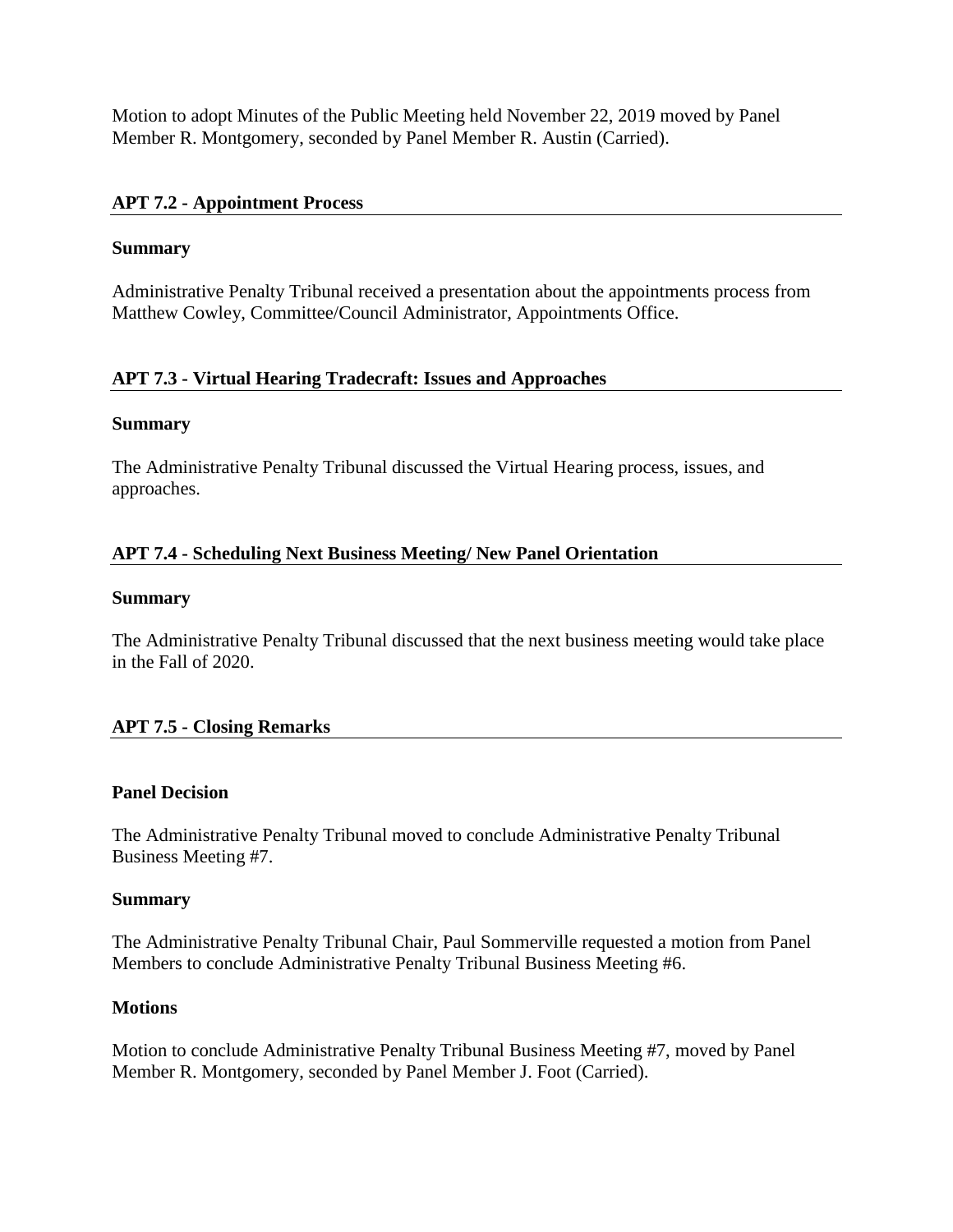Motion to adopt Minutes of the Public Meeting held November 22, 2019 moved by Panel Member R. Montgomery, seconded by Panel Member R. Austin (Carried).

## APT 7.2 - Appointment Process

**Summary**

Administrative Penalty Tribunal received a presentation about the appointments process from Matthew Cowley, Committee/Council Administrator, Appointments Office.

## APT 7.3 - Virtual Hearing Tradecraft: Issues and Approaches

**Summary**

The Administrative Penalty Tribunal discussed the Virtual Hearing process, issues, and approaches.

## APT 7.4 - Scheduling Next Business Meeting/ New Panel Orientation

**Summary**

The Administrative Penalty Tribunal discussed that the next business meeting would take place in the Fall of 2020.

## APT 7.5 - Closing Remarks

**Panel Decision**

The Administrative Penalty Tribunal moved to conclude Administrative Penalty Tribunal Business Meeting #7.

**Summary**

The Administrative Penalty Tribunal Chair, Paul Sommerville requested a motion from Panel Members to conclude Administrative Penalty Tribunal Business Meeting #6.

**Motions**

Motion to conclude Administrative Penalty Tribunal Business Meeting #7, moved by Panel Member R. Montgomery, seconded by Panel Member J. Foot (Carried).